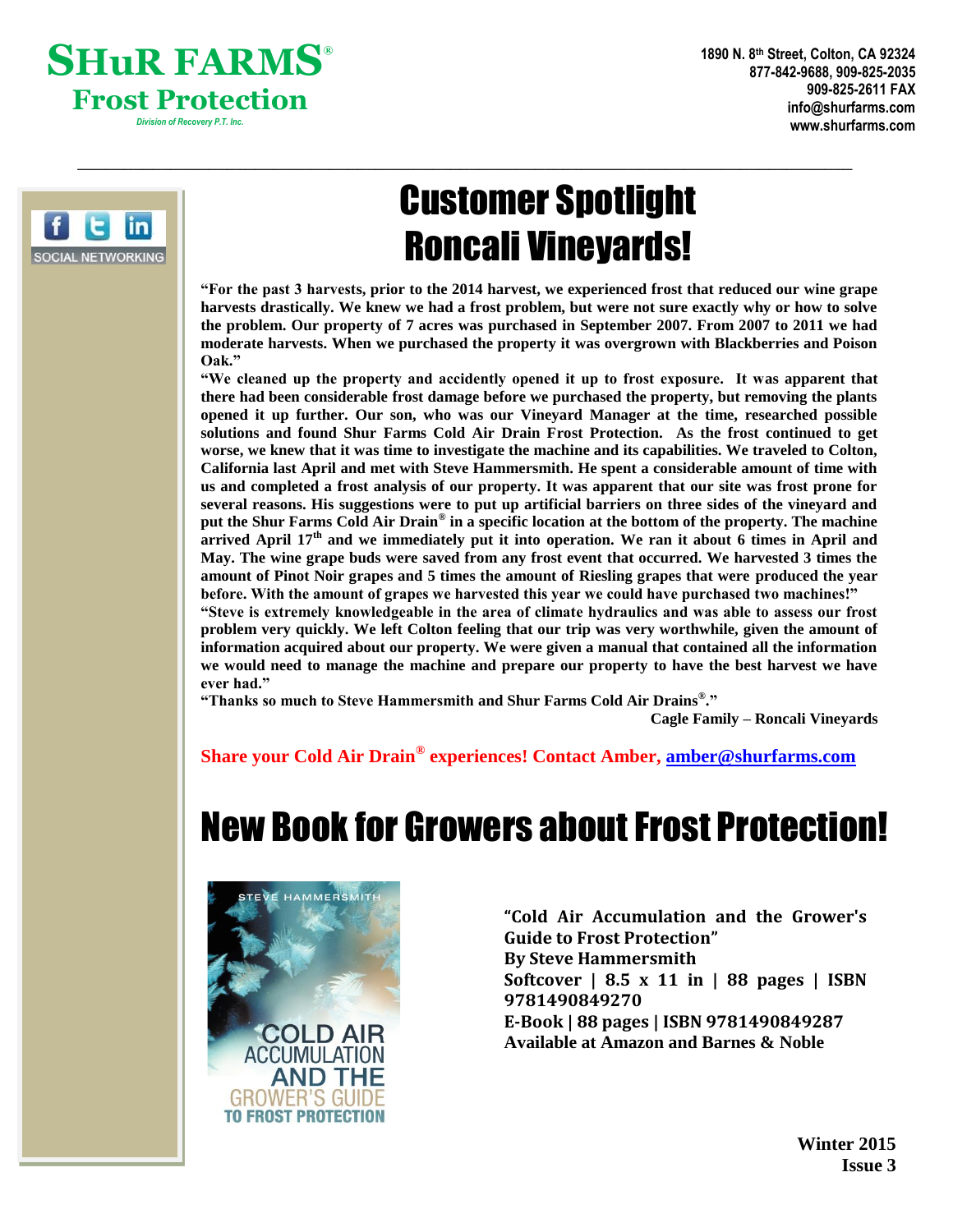# SHuR FARMS®

## Frost Protection

*Division of Recovery P.T. Inc.*

**1890 N. 8th Street, Colton, CA 92324**
**877-842-9688, 909-825-2035**
**909-825-2611 FAX**
**info@shurfarms.com**
**www.shurfarms.com**

SOCIAL NETWORKING

# Customer Spotlight Roncali Vineyards!

**"For the past 3 harvests, prior to the 2014 harvest, we experienced frost that reduced our wine grape harvests drastically. We knew we had a frost problem, but were not sure exactly why or how to solve the problem. Our property of 7 acres was purchased in September 2007. From 2007 to 2011 we had moderate harvests. When we purchased the property it was overgrown with Blackberries and Poison Oak."**

**"We cleaned up the property and accidently opened it up to frost exposure. It was apparent that there had been considerable frost damage before we purchased the property, but removing the plants opened it up further. Our son, who was our Vineyard Manager at the time, researched possible solutions and found Shur Farms Cold Air Drain Frost Protection. As the frost continued to get worse, we knew that it was time to investigate the machine and its capabilities. We traveled to Colton, California last April and met with Steve Hammersmith. He spent a considerable amount of time with us and completed a frost analysis of our property. It was apparent that our site was frost prone for several reasons. His suggestions were to put up artificial barriers on three sides of the vineyard and put the Shur Farms Cold Air Drain® in a specific location at the bottom of the property. The machine arrived April 17th and we immediately put it into operation. We ran it about 6 times in April and May. The wine grape buds were saved from any frost event that occurred. We harvested 3 times the amount of Pinot Noir grapes and 5 times the amount of Riesling grapes that were produced the year before. With the amount of grapes we harvested this year we could have purchased two machines!"**

**"Steve is extremely knowledgeable in the area of climate hydraulics and was able to assess our frost problem very quickly. We left Colton feeling that our trip was very worthwhile, given the amount of information acquired about our property. We were given a manual that contained all the information we would need to manage the machine and prepare our property to have the best harvest we have ever had."**

**"Thanks so much to Steve Hammersmith and Shur Farms Cold Air Drains®."**

**Cagle Family – Roncali Vineyards**

**Share your Cold Air Drain® experiences! Contact Amber, amber@shurfarms.com**

# New Book for Growers about Frost Protection!

STEVE HAMMERSMITH

COLD AIR ACCUMULATION AND THE GROWER'S GUIDE TO FROST PROTECTION

**"Cold Air Accumulation and the Grower's Guide to Frost Protection"**
**By Steve Hammersmith**
**Softcover | 8.5 x 11 in | 88 pages | ISBN 9781490849270**
**E-Book | 88 pages | ISBN 9781490849287**
**Available at Amazon and Barnes & Noble**

**Winter 2015**
**Issue 3**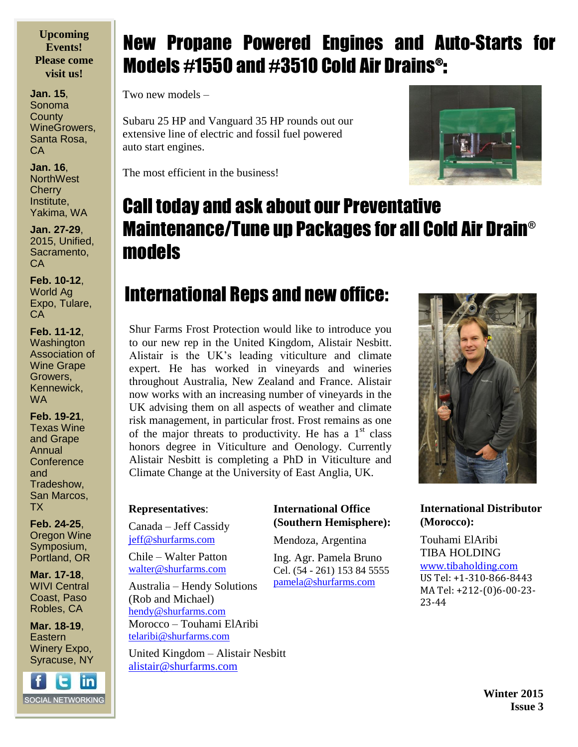# New Propane Powered Engines and Auto-Starts for Models #1550 and #3510 Cold Air Drains®:

Two new models –

Subaru 25 HP and Vanguard 35 HP rounds out our extensive line of electric and fossil fuel powered auto start engines.

The most efficient in the business!

# Call today and ask about our Preventative Maintenance/Tune up Packages for all Cold Air Drain® models

# International Reps and new office:

Shur Farms Frost Protection would like to introduce you to our new rep in the United Kingdom, Alistair Nesbitt. Alistair is the UK's leading viticulture and climate expert. He has worked in vineyards and wineries throughout Australia, New Zealand and France. Alistair now works with an increasing number of vineyards in the UK advising them on all aspects of weather and climate risk management, in particular frost. Frost remains as one of the major threats to productivity. He has a 1st class honors degree in Viticulture and Oenology. Currently Alistair Nesbitt is completing a PhD in Viticulture and Climate Change at the University of East Anglia, UK.

**Representatives**:

Canada – Jeff Cassidy
jeff@shurfarms.com

Chile – Walter Patton
walter@shurfarms.com

Australia – Hendy Solutions (Rob and Michael)
hendy@shurfarms.com

Morocco – Touhami ElAribi
telaribi@shurfarms.com

United Kingdom – Alistair Nesbitt
alistair@shurfarms.com

**International Office (Southern Hemisphere):**

Mendoza, Argentina

Ing. Agr. Pamela Bruno
Cel. (54 - 261) 153 84 5555
pamela@shurfarms.com

**International Distributor (Morocco):**

Touhami ElAribi
TIBA HOLDING
www.tibaholding.com
US Tel: +1-310-866-8443
MA Tel: +212-(0)6-00-23-23-44

**Upcoming Events! Please come visit us!**

**Jan. 15**, Sonoma County WineGrowers, Santa Rosa, CA

**Jan. 16**, NorthWest Cherry Institute, Yakima, WA

**Jan. 27-29**, 2015, Unified, Sacramento, CA

**Feb. 10-12**, World Ag Expo, Tulare, CA

**Feb. 11-12**, Washington Association of Wine Grape Growers, Kennewick, WA

**Feb. 19-21**, Texas Wine and Grape Annual Conference and Tradeshow, San Marcos, TX

**Feb. 24-25**, Oregon Wine Symposium, Portland, OR

**Mar. 17-18**, WIVI Central Coast, Paso Robles, CA

**Mar. 18-19**, Eastern Winery Expo, Syracuse, NY

SOCIAL NETWORKING

**Winter 2015**
**Issue 3**